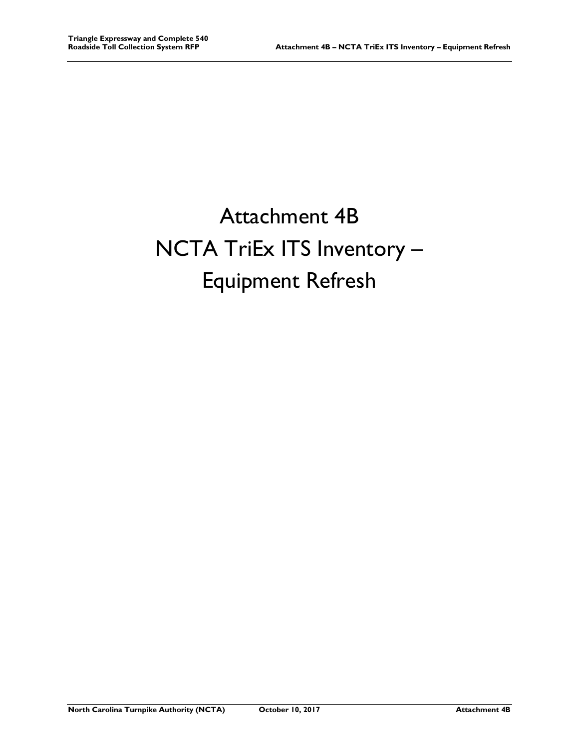# Attachment 4B
# NCTA TriEx ITS Inventory – Equipment Refresh